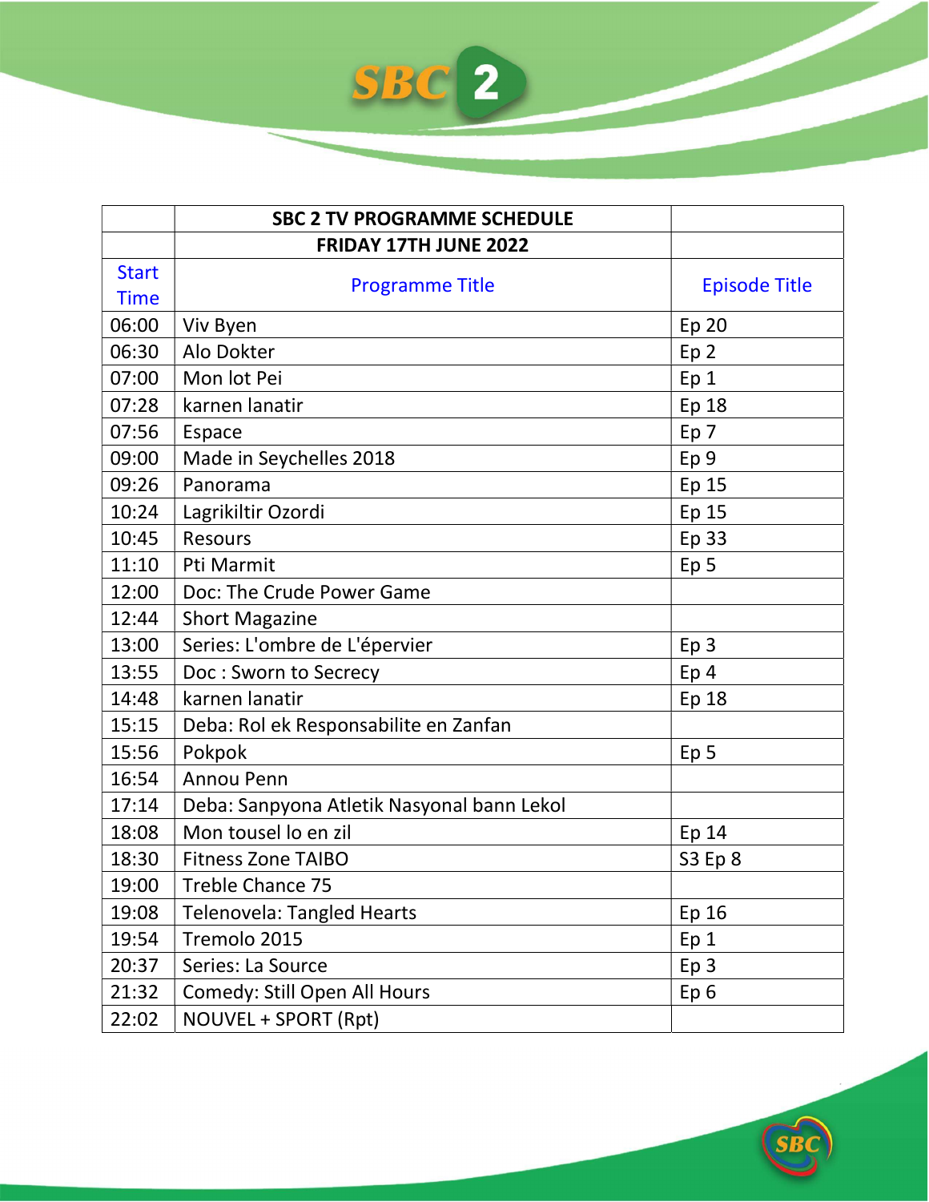| | SBC 2 TV PROGRAMME SCHEDULE | |
|---|---|---|
| | FRIDAY 17TH JUNE 2022 | |
| Start Time | Programme Title | Episode Title |
| 06:00 | Viv Byen | Ep 20 |
| 06:30 | Alo Dokter | Ep 2 |
| 07:00 | Mon lot Pei | Ep 1 |
| 07:28 | karnen lanatir | Ep 18 |
| 07:56 | Espace | Ep 7 |
| 09:00 | Made in Seychelles 2018 | Ep 9 |
| 09:26 | Panorama | Ep 15 |
| 10:24 | Lagrikiltir Ozordi | Ep 15 |
| 10:45 | Resours | Ep 33 |
| 11:10 | Pti Marmit | Ep 5 |
| 12:00 | Doc: The Crude Power Game | |
| 12:44 | Short Magazine | |
| 13:00 | Series: L'ombre de L'épervier | Ep 3 |
| 13:55 | Doc : Sworn to Secrecy | Ep 4 |
| 14:48 | karnen lanatir | Ep 18 |
| 15:15 | Deba: Rol ek Responsabilite en Zanfan | |
| 15:56 | Pokpok | Ep 5 |
| 16:54 | Annou Penn | |
| 17:14 | Deba: Sanpyona Atletik Nasyonal bann Lekol | |
| 18:08 | Mon tousel lo en zil | Ep 14 |
| 18:30 | Fitness Zone TAIBO | S3 Ep 8 |
| 19:00 | Treble Chance 75 | |
| 19:08 | Telenovela: Tangled Hearts | Ep 16 |
| 19:54 | Tremolo 2015 | Ep 1 |
| 20:37 | Series: La Source | Ep 3 |
| 21:32 | Comedy: Still Open All Hours | Ep 6 |
| 22:02 | NOUVEL + SPORT (Rpt) | |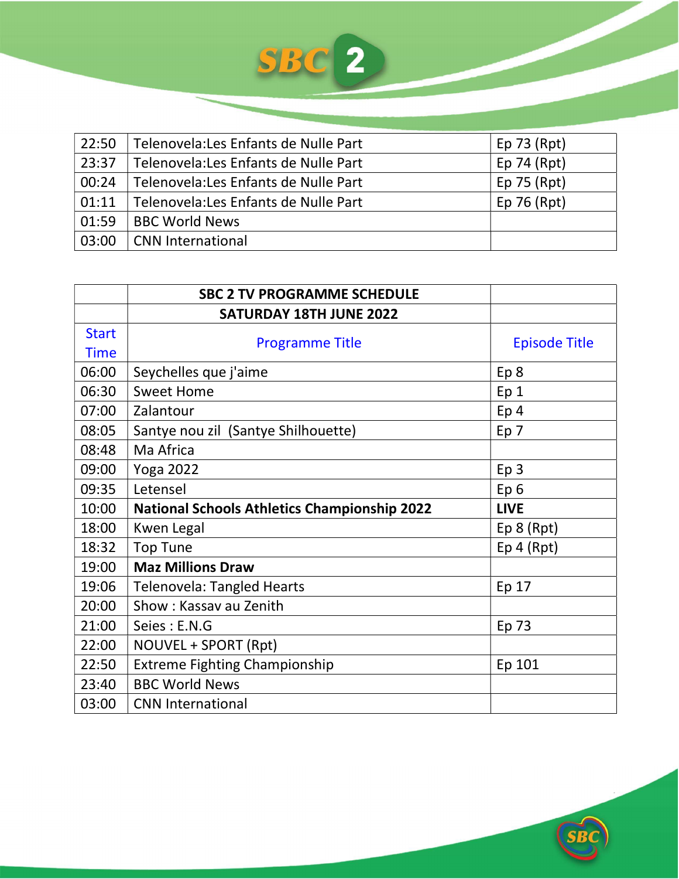| | | |
|---|---|---|
| 22:50 | Telenovela:Les Enfants de Nulle Part | Ep 73 (Rpt) |
| 23:37 | Telenovela:Les Enfants de Nulle Part | Ep 74 (Rpt) |
| 00:24 | Telenovela:Les Enfants de Nulle Part | Ep 75 (Rpt) |
| 01:11 | Telenovela:Les Enfants de Nulle Part | Ep 76 (Rpt) |
| 01:59 | BBC World News | |
| 03:00 | CNN International | |

| | **SBC 2 TV PROGRAMME SCHEDULE** | |
|---|---|---|
| | **SATURDAY 18TH JUNE 2022** | |
| Start Time | Programme Title | Episode Title |
| 06:00 | Seychelles que j'aime | Ep 8 |
| 06:30 | Sweet Home | Ep 1 |
| 07:00 | Zalantour | Ep 4 |
| 08:05 | Santye nou zil (Santye Shilhouette) | Ep 7 |
| 08:48 | Ma Africa | |
| 09:00 | Yoga 2022 | Ep 3 |
| 09:35 | Letensel | Ep 6 |
| 10:00 | **National Schools Athletics Championship 2022** | **LIVE** |
| 18:00 | Kwen Legal | Ep 8 (Rpt) |
| 18:32 | Top Tune | Ep 4 (Rpt) |
| 19:00 | **Maz Millions Draw** | |
| 19:06 | Telenovela: Tangled Hearts | Ep 17 |
| 20:00 | Show : Kassav au Zenith | |
| 21:00 | Seies : E.N.G | Ep 73 |
| 22:00 | NOUVEL + SPORT (Rpt) | |
| 22:50 | Extreme Fighting Championship | Ep 101 |
| 23:40 | BBC World News | |
| 03:00 | CNN International | |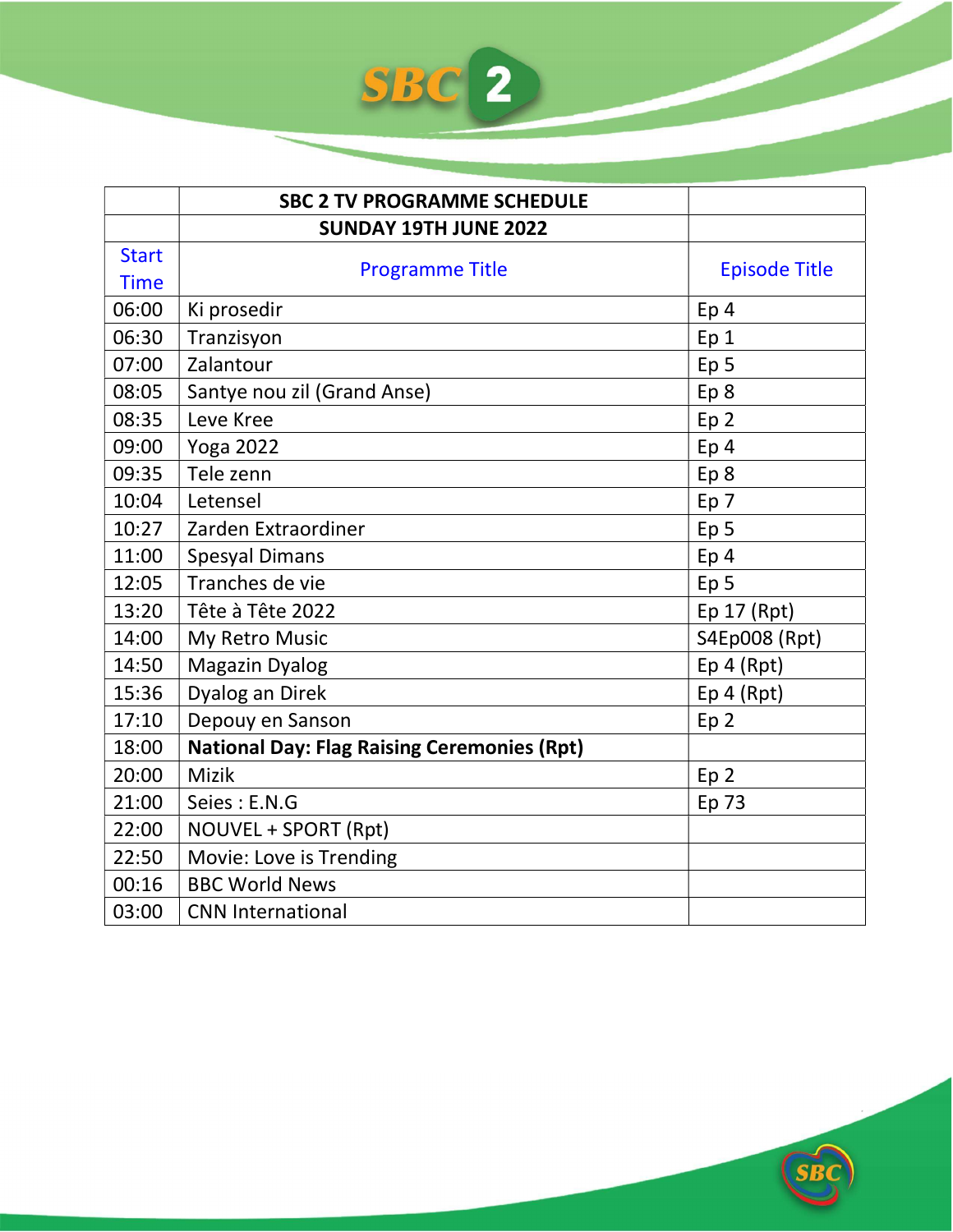| | SBC 2 TV PROGRAMME SCHEDULE | |
|---|---|---|
| | SUNDAY 19TH JUNE 2022 | |
| Start Time | Programme Title | Episode Title |
| 06:00 | Ki prosedir | Ep 4 |
| 06:30 | Tranzisyon | Ep 1 |
| 07:00 | Zalantour | Ep 5 |
| 08:05 | Santye nou zil (Grand Anse) | Ep 8 |
| 08:35 | Leve Kree | Ep 2 |
| 09:00 | Yoga 2022 | Ep 4 |
| 09:35 | Tele zenn | Ep 8 |
| 10:04 | Letensel | Ep 7 |
| 10:27 | Zarden Extraordiner | Ep 5 |
| 11:00 | Spesyal Dimans | Ep 4 |
| 12:05 | Tranches de vie | Ep 5 |
| 13:20 | Tête à Tête 2022 | Ep 17 (Rpt) |
| 14:00 | My Retro Music | S4Ep008 (Rpt) |
| 14:50 | Magazin Dyalog | Ep 4 (Rpt) |
| 15:36 | Dyalog an Direk | Ep 4 (Rpt) |
| 17:10 | Depouy en Sanson | Ep 2 |
| 18:00 | **National Day: Flag Raising Ceremonies (Rpt)** | |
| 20:00 | Mizik | Ep 2 |
| 21:00 | Seies : E.N.G | Ep 73 |
| 22:00 | NOUVEL + SPORT (Rpt) | |
| 22:50 | Movie: Love is Trending | |
| 00:16 | BBC World News | |
| 03:00 | CNN International | |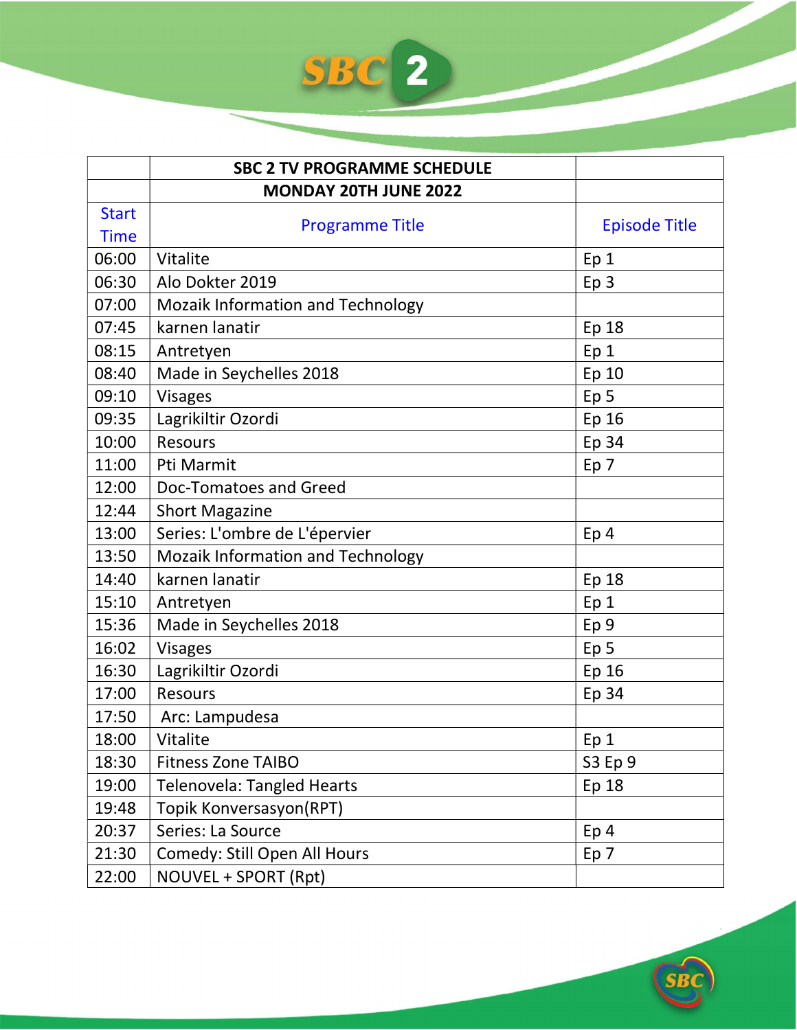| | SBC 2 TV PROGRAMME SCHEDULE | |
|---|---|---|
| | MONDAY 20TH JUNE 2022 | |
| Start Time | Programme Title | Episode Title |
| 06:00 | Vitalite | Ep 1 |
| 06:30 | Alo Dokter 2019 | Ep 3 |
| 07:00 | Mozaik Information and Technology | |
| 07:45 | karnen lanatir | Ep 18 |
| 08:15 | Antretyen | Ep 1 |
| 08:40 | Made in Seychelles 2018 | Ep 10 |
| 09:10 | Visages | Ep 5 |
| 09:35 | Lagrikiltir Ozordi | Ep 16 |
| 10:00 | Resours | Ep 34 |
| 11:00 | Pti Marmit | Ep 7 |
| 12:00 | Doc-Tomatoes and Greed | |
| 12:44 | Short Magazine | |
| 13:00 | Series: L'ombre de L'épervier | Ep 4 |
| 13:50 | Mozaik Information and Technology | |
| 14:40 | karnen lanatir | Ep 18 |
| 15:10 | Antretyen | Ep 1 |
| 15:36 | Made in Seychelles 2018 | Ep 9 |
| 16:02 | Visages | Ep 5 |
| 16:30 | Lagrikiltir Ozordi | Ep 16 |
| 17:00 | Resours | Ep 34 |
| 17:50 | Arc: Lampudesa | |
| 18:00 | Vitalite | Ep 1 |
| 18:30 | Fitness Zone TAIBO | S3 Ep 9 |
| 19:00 | Telenovela: Tangled Hearts | Ep 18 |
| 19:48 | Topik Konversasyon(RPT) | |
| 20:37 | Series: La Source | Ep 4 |
| 21:30 | Comedy: Still Open All Hours | Ep 7 |
| 22:00 | NOUVEL + SPORT (Rpt) | |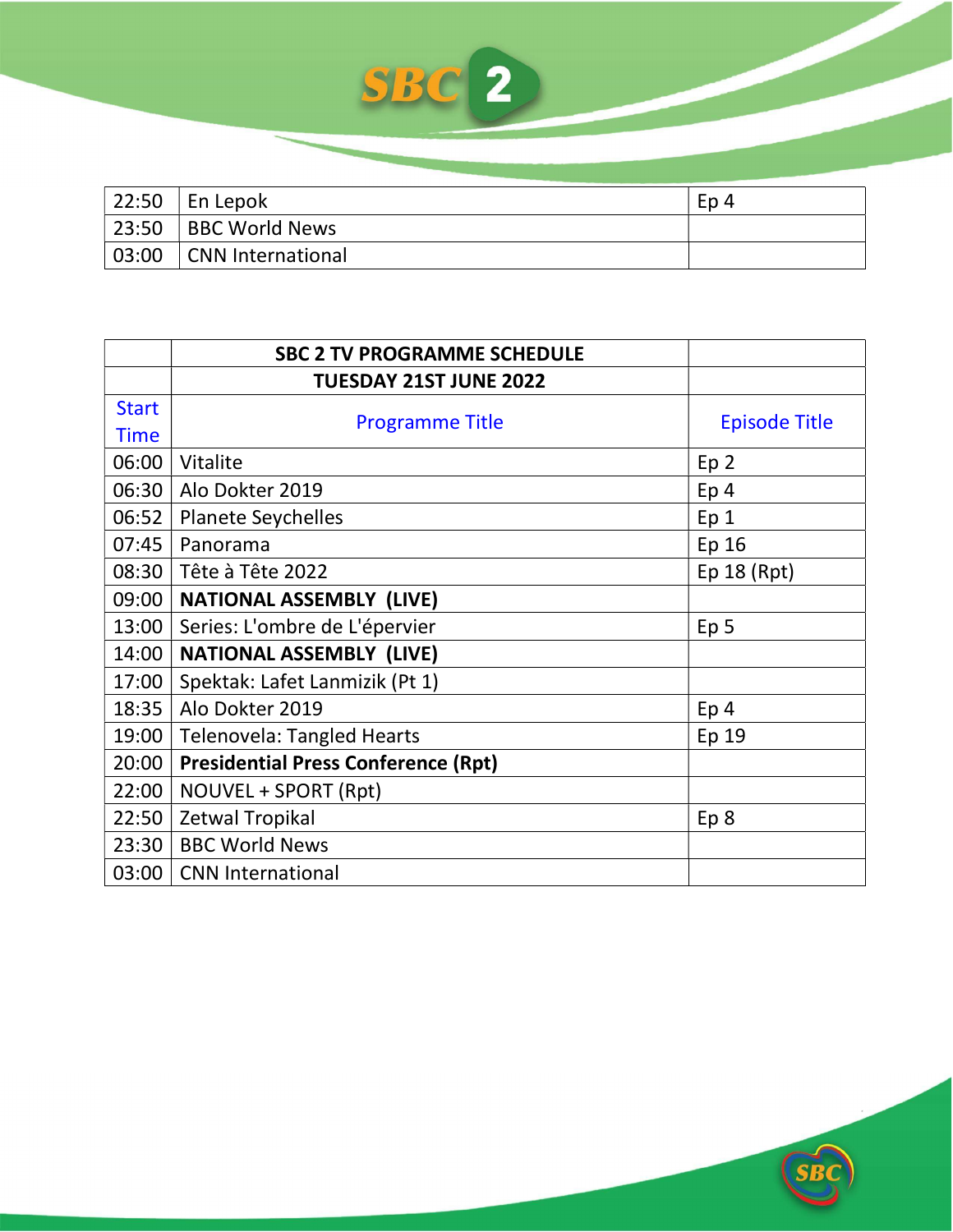| | | |
|---|---|---|
| 22:50 | En Lepok | Ep 4 |
| 23:50 | BBC World News | |
| 03:00 | CNN International | |

| | SBC 2 TV PROGRAMME SCHEDULE | |
|---|---|---|
| | TUESDAY 21ST JUNE 2022 | |
| Start Time | Programme Title | Episode Title |
| 06:00 | Vitalite | Ep 2 |
| 06:30 | Alo Dokter 2019 | Ep 4 |
| 06:52 | Planete Seychelles | Ep 1 |
| 07:45 | Panorama | Ep 16 |
| 08:30 | Tête à Tête 2022 | Ep 18 (Rpt) |
| 09:00 | **NATIONAL ASSEMBLY (LIVE)** | |
| 13:00 | Series: L'ombre de L'épervier | Ep 5 |
| 14:00 | **NATIONAL ASSEMBLY (LIVE)** | |
| 17:00 | Spektak: Lafet Lanmizik (Pt 1) | |
| 18:35 | Alo Dokter 2019 | Ep 4 |
| 19:00 | Telenovela: Tangled Hearts | Ep 19 |
| 20:00 | **Presidential Press Conference (Rpt)** | |
| 22:00 | NOUVEL + SPORT (Rpt) | |
| 22:50 | Zetwal Tropikal | Ep 8 |
| 23:30 | BBC World News | |
| 03:00 | CNN International | |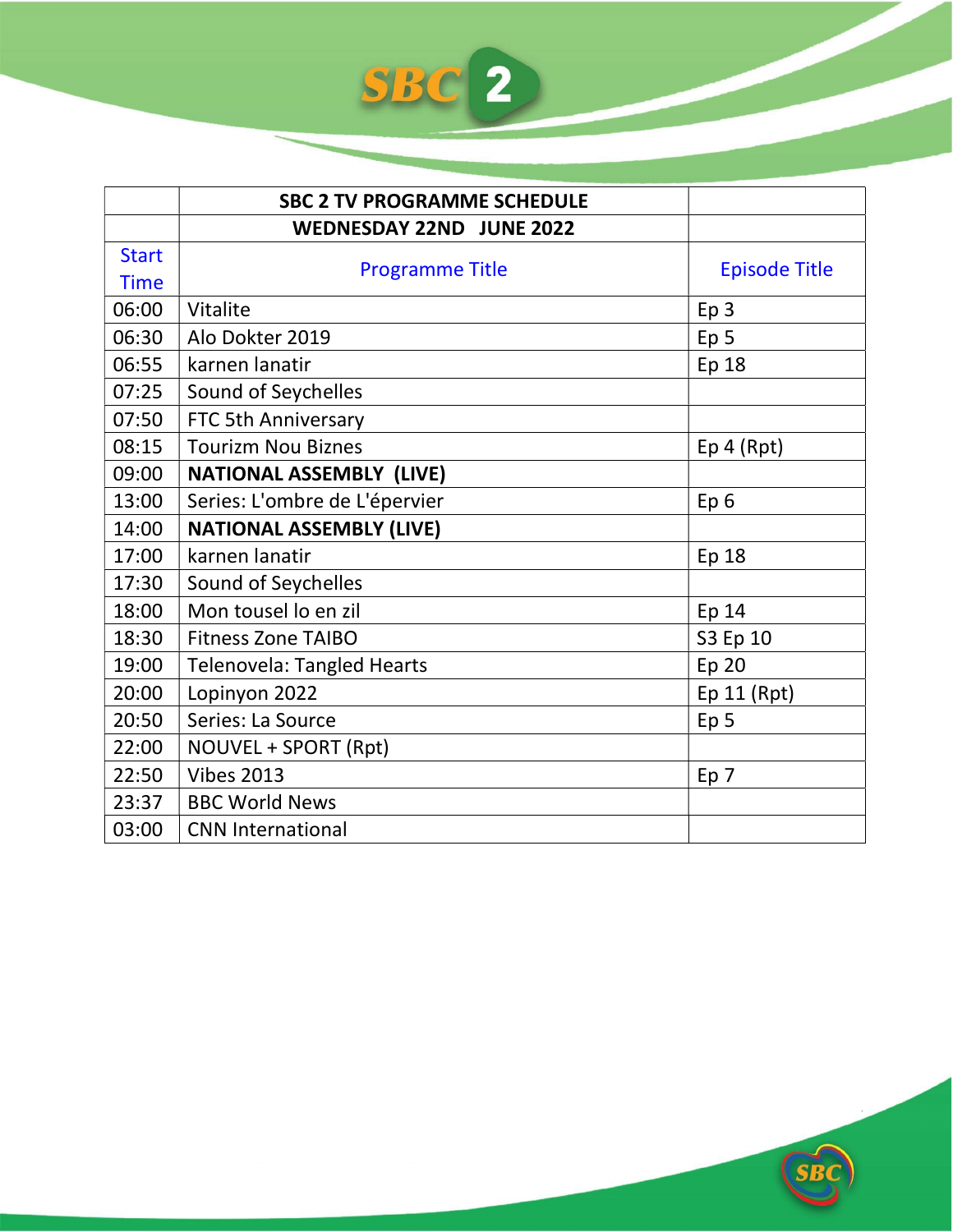| | SBC 2 TV PROGRAMME SCHEDULE | |
| --- | --- | --- |
| | **WEDNESDAY 22ND JUNE 2022** | |
| Start Time | Programme Title | Episode Title |
| 06:00 | Vitalite | Ep 3 |
| 06:30 | Alo Dokter 2019 | Ep 5 |
| 06:55 | karnen lanatir | Ep 18 |
| 07:25 | Sound of Seychelles | |
| 07:50 | FTC 5th Anniversary | |
| 08:15 | Tourizm Nou Biznes | Ep 4 (Rpt) |
| 09:00 | **NATIONAL ASSEMBLY (LIVE)** | |
| 13:00 | Series: L'ombre de L'épervier | Ep 6 |
| 14:00 | **NATIONAL ASSEMBLY (LIVE)** | |
| 17:00 | karnen lanatir | Ep 18 |
| 17:30 | Sound of Seychelles | |
| 18:00 | Mon tousel lo en zil | Ep 14 |
| 18:30 | Fitness Zone TAIBO | S3 Ep 10 |
| 19:00 | Telenovela: Tangled Hearts | Ep 20 |
| 20:00 | Lopinyon 2022 | Ep 11 (Rpt) |
| 20:50 | Series: La Source | Ep 5 |
| 22:00 | NOUVEL + SPORT (Rpt) | |
| 22:50 | Vibes 2013 | Ep 7 |
| 23:37 | BBC World News | |
| 03:00 | CNN International | |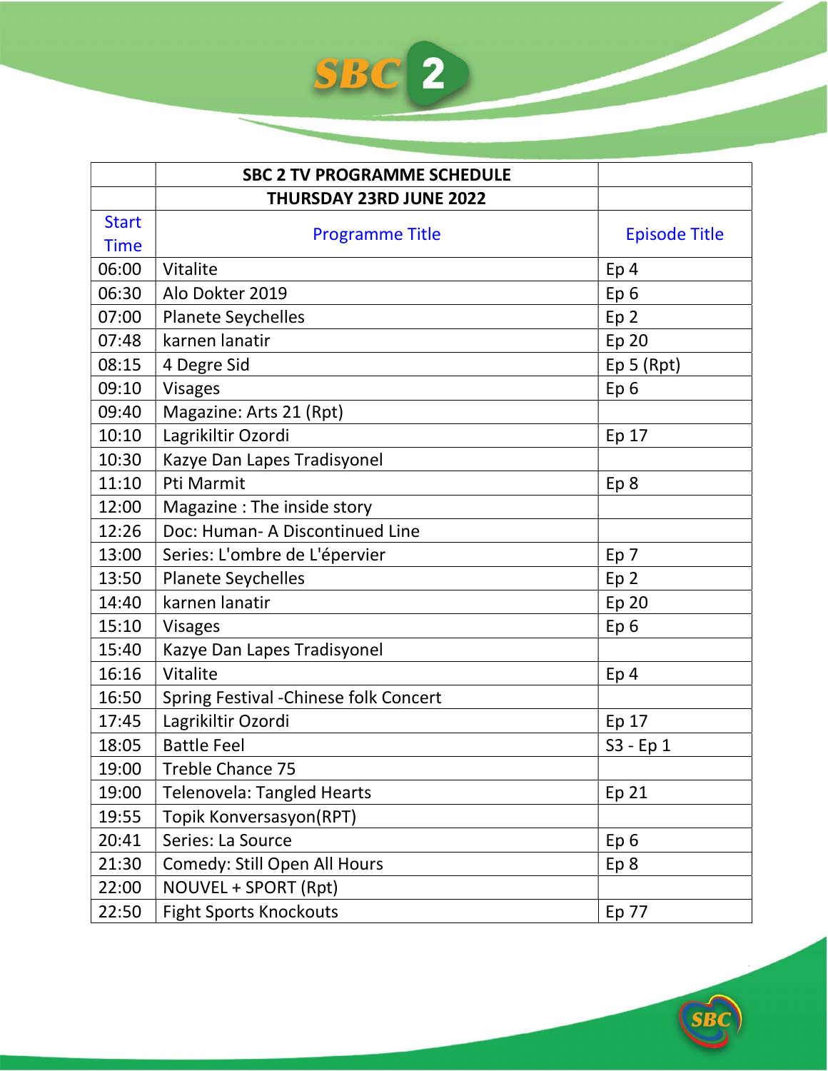| | SBC 2 TV PROGRAMME SCHEDULE | |
|---|---|---|
| | **THURSDAY 23RD JUNE 2022** | |
| Start Time | Programme Title | Episode Title |
| 06:00 | Vitalite | Ep 4 |
| 06:30 | Alo Dokter 2019 | Ep 6 |
| 07:00 | Planete Seychelles | Ep 2 |
| 07:48 | karnen lanatir | Ep 20 |
| 08:15 | 4 Degre Sid | Ep 5 (Rpt) |
| 09:10 | Visages | Ep 6 |
| 09:40 | Magazine: Arts 21 (Rpt) | |
| 10:10 | Lagrikiltir Ozordi | Ep 17 |
| 10:30 | Kazye Dan Lapes Tradisyonel | |
| 11:10 | Pti Marmit | Ep 8 |
| 12:00 | Magazine : The inside story | |
| 12:26 | Doc: Human- A Discontinued Line | |
| 13:00 | Series: L'ombre de L'épervier | Ep 7 |
| 13:50 | Planete Seychelles | Ep 2 |
| 14:40 | karnen lanatir | Ep 20 |
| 15:10 | Visages | Ep 6 |
| 15:40 | Kazye Dan Lapes Tradisyonel | |
| 16:16 | Vitalite | Ep 4 |
| 16:50 | Spring Festival -Chinese folk Concert | |
| 17:45 | Lagrikiltir Ozordi | Ep 17 |
| 18:05 | Battle Feel | S3 - Ep 1 |
| 19:00 | Treble Chance 75 | |
| 19:00 | Telenovela: Tangled Hearts | Ep 21 |
| 19:55 | Topik Konversasyon(RPT) | |
| 20:41 | Series: La Source | Ep 6 |
| 21:30 | Comedy: Still Open All Hours | Ep 8 |
| 22:00 | NOUVEL + SPORT (Rpt) | |
| 22:50 | Fight Sports Knockouts | Ep 77 |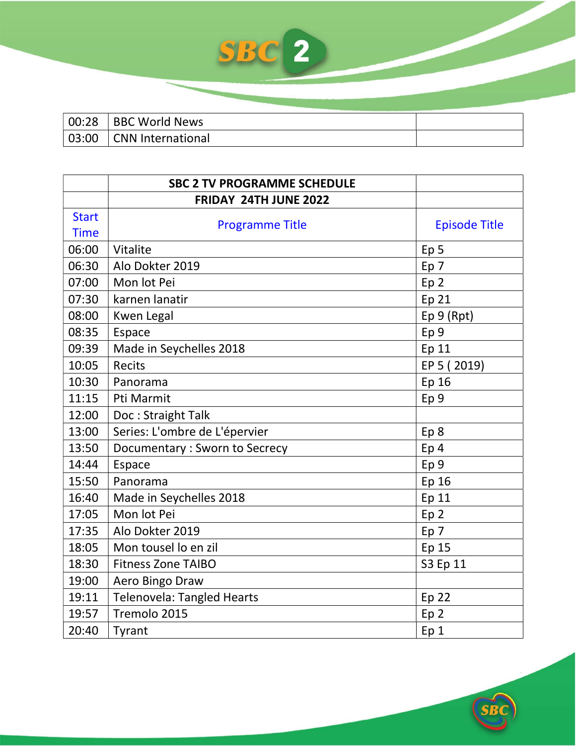| | | |
|---|---|---|
| 00:28 | BBC World News | |
| 03:00 | CNN International | |

| | SBC 2 TV PROGRAMME SCHEDULE | |
|---|---|---|
| | FRIDAY 24TH JUNE 2022 | |
| Start Time | Programme Title | Episode Title |
| 06:00 | Vitalite | Ep 5 |
| 06:30 | Alo Dokter 2019 | Ep 7 |
| 07:00 | Mon lot Pei | Ep 2 |
| 07:30 | karnen lanatir | Ep 21 |
| 08:00 | Kwen Legal | Ep 9 (Rpt) |
| 08:35 | Espace | Ep 9 |
| 09:39 | Made in Seychelles 2018 | Ep 11 |
| 10:05 | Recits | EP 5 ( 2019) |
| 10:30 | Panorama | Ep 16 |
| 11:15 | Pti Marmit | Ep 9 |
| 12:00 | Doc : Straight Talk | |
| 13:00 | Series: L'ombre de L'épervier | Ep 8 |
| 13:50 | Documentary : Sworn to Secrecy | Ep 4 |
| 14:44 | Espace | Ep 9 |
| 15:50 | Panorama | Ep 16 |
| 16:40 | Made in Seychelles 2018 | Ep 11 |
| 17:05 | Mon lot Pei | Ep 2 |
| 17:35 | Alo Dokter 2019 | Ep 7 |
| 18:05 | Mon tousel lo en zil | Ep 15 |
| 18:30 | Fitness Zone TAIBO | S3 Ep 11 |
| 19:00 | Aero Bingo Draw | |
| 19:11 | Telenovela: Tangled Hearts | Ep 22 |
| 19:57 | Tremolo 2015 | Ep 2 |
| 20:40 | Tyrant | Ep 1 |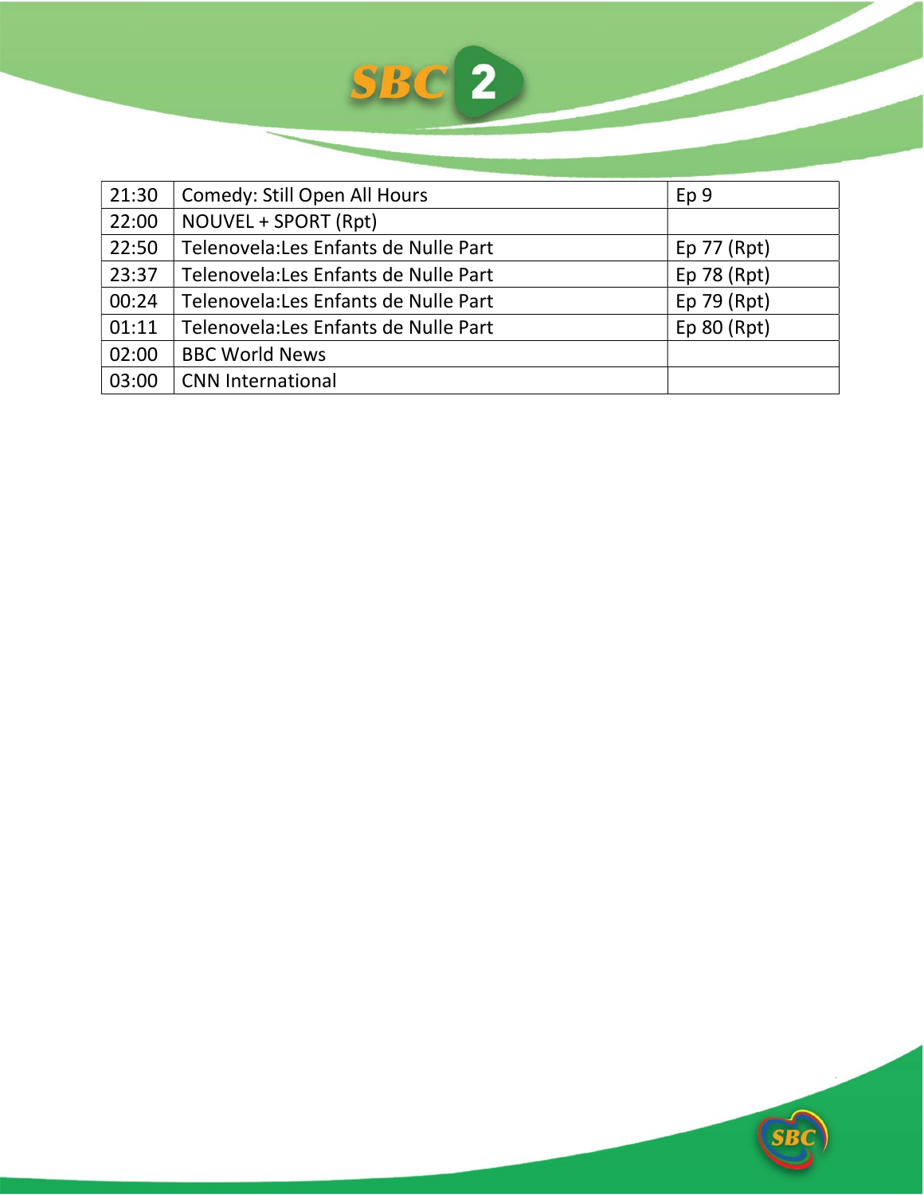| | | |
|---|---|---|
| 21:30 | Comedy: Still Open All Hours | Ep 9 |
| 22:00 | NOUVEL + SPORT (Rpt) | |
| 22:50 | Telenovela:Les Enfants de Nulle Part | Ep 77 (Rpt) |
| 23:37 | Telenovela:Les Enfants de Nulle Part | Ep 78 (Rpt) |
| 00:24 | Telenovela:Les Enfants de Nulle Part | Ep 79 (Rpt) |
| 01:11 | Telenovela:Les Enfants de Nulle Part | Ep 80 (Rpt) |
| 02:00 | BBC World News | |
| 03:00 | CNN International | |